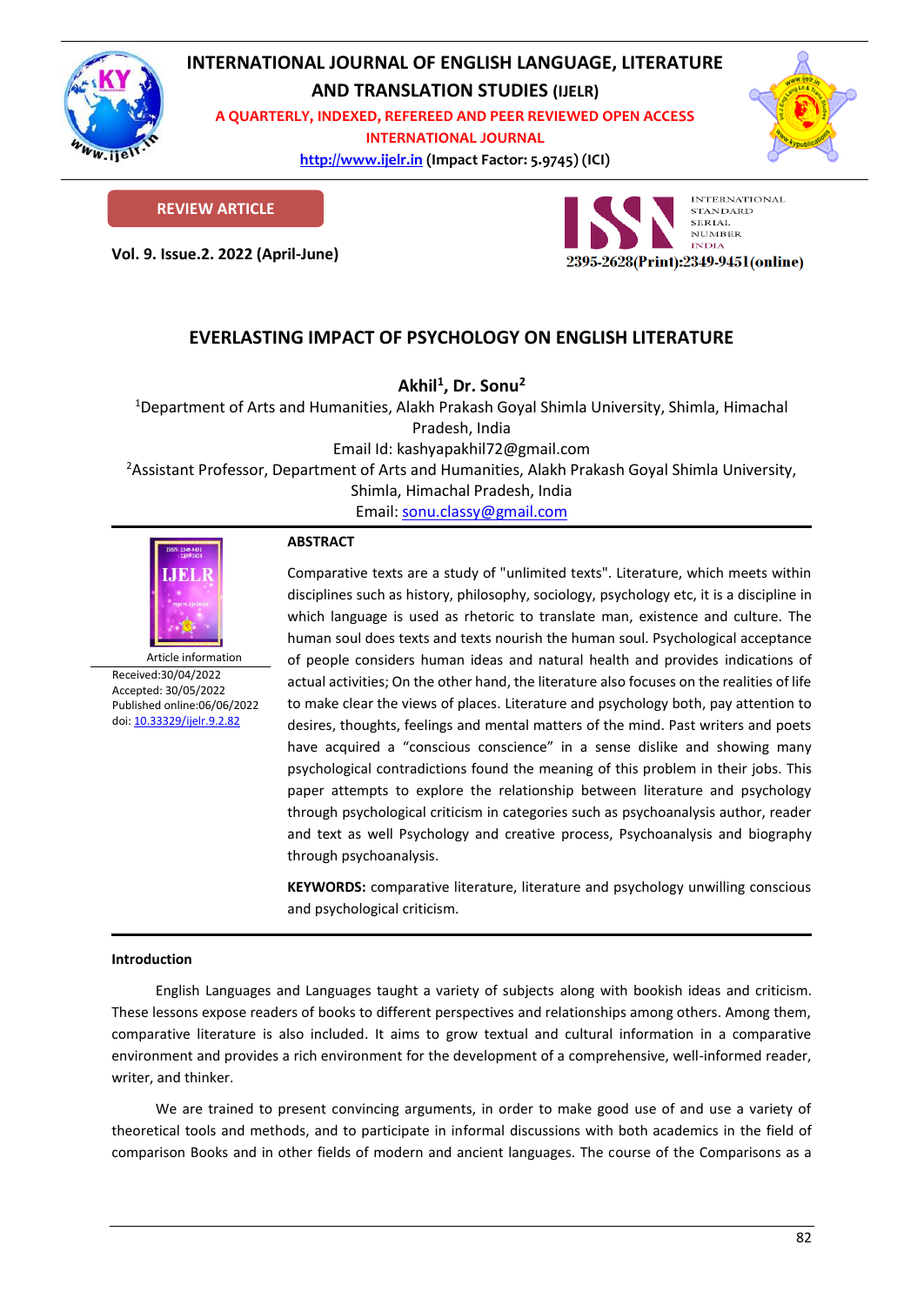# INTERNATIONAL JOURNAL OF ENGLISH LANGUAGE, LITERATURE AND TRANSLATION STUDIES (IJELR)

**A QUARTERLY, INDEXED, REFEREED AND PEER REVIEWED OPEN ACCESS INTERNATIONAL JOURNAL**

http://www.ijelr.in (Impact Factor: 5.9745) (ICI)

**REVIEW ARTICLE**

**Vol. 9. Issue.2. 2022 (April-June)**

2395-2628(Print):2349-9451(online)

## EVERLASTING IMPACT OF PSYCHOLOGY ON ENGLISH LITERATURE

**Akhil[1], Dr. Sonu[2]**

[1]Department of Arts and Humanities, Alakh Prakash Goyal Shimla University, Shimla, Himachal Pradesh, India

Email Id: kashyapakhil72@gmail.com

[2]Assistant Professor, Department of Arts and Humanities, Alakh Prakash Goyal Shimla University, Shimla, Himachal Pradesh, India

Email: sonu.classy@gmail.com

Article information
Received:30/04/2022
Accepted: 30/05/2022
Published online:06/06/2022
doi: 10.33329/ijelr.9.2.82

### ABSTRACT

Comparative texts are a study of "unlimited texts". Literature, which meets within disciplines such as history, philosophy, sociology, psychology etc, it is a discipline in which language is used as rhetoric to translate man, existence and culture. The human soul does texts and texts nourish the human soul. Psychological acceptance of people considers human ideas and natural health and provides indications of actual activities; On the other hand, the literature also focuses on the realities of life to make clear the views of places. Literature and psychology both, pay attention to desires, thoughts, feelings and mental matters of the mind. Past writers and poets have acquired a "conscious conscience" in a sense dislike and showing many psychological contradictions found the meaning of this problem in their jobs. This paper attempts to explore the relationship between literature and psychology through psychological criticism in categories such as psychoanalysis author, reader and text as well Psychology and creative process, Psychoanalysis and biography through psychoanalysis.

**KEYWORDS:** comparative literature, literature and psychology unwilling conscious and psychological criticism.

### Introduction

English Languages and Languages taught a variety of subjects along with bookish ideas and criticism. These lessons expose readers of books to different perspectives and relationships among others. Among them, comparative literature is also included. It aims to grow textual and cultural information in a comparative environment and provides a rich environment for the development of a comprehensive, well-informed reader, writer, and thinker.

We are trained to present convincing arguments, in order to make good use of and use a variety of theoretical tools and methods, and to participate in informal discussions with both academics in the field of comparison Books and in other fields of modern and ancient languages. The course of the Comparisons as a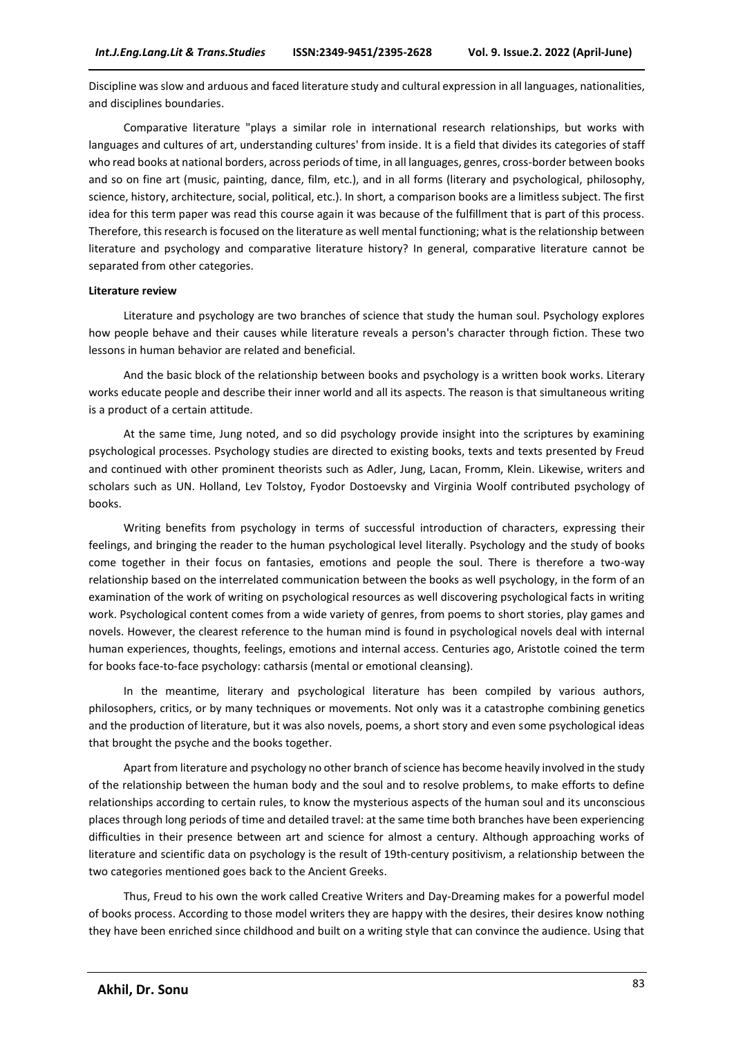Discipline was slow and arduous and faced literature study and cultural expression in all languages, nationalities, and disciplines boundaries.

Comparative literature "plays a similar role in international research relationships, but works with languages and cultures of art, understanding cultures' from inside. It is a field that divides its categories of staff who read books at national borders, across periods of time, in all languages, genres, cross-border between books and so on fine art (music, painting, dance, film, etc.), and in all forms (literary and psychological, philosophy, science, history, architecture, social, political, etc.). In short, a comparison books are a limitless subject. The first idea for this term paper was read this course again it was because of the fulfillment that is part of this process. Therefore, this research is focused on the literature as well mental functioning; what is the relationship between literature and psychology and comparative literature history? In general, comparative literature cannot be separated from other categories.

**Literature review**

Literature and psychology are two branches of science that study the human soul. Psychology explores how people behave and their causes while literature reveals a person's character through fiction. These two lessons in human behavior are related and beneficial.

And the basic block of the relationship between books and psychology is a written book works. Literary works educate people and describe their inner world and all its aspects. The reason is that simultaneous writing is a product of a certain attitude.

At the same time, Jung noted, and so did psychology provide insight into the scriptures by examining psychological processes. Psychology studies are directed to existing books, texts and texts presented by Freud and continued with other prominent theorists such as Adler, Jung, Lacan, Fromm, Klein. Likewise, writers and scholars such as UN. Holland, Lev Tolstoy, Fyodor Dostoevsky and Virginia Woolf contributed psychology of books.

Writing benefits from psychology in terms of successful introduction of characters, expressing their feelings, and bringing the reader to the human psychological level literally. Psychology and the study of books come together in their focus on fantasies, emotions and people the soul. There is therefore a two-way relationship based on the interrelated communication between the books as well psychology, in the form of an examination of the work of writing on psychological resources as well discovering psychological facts in writing work. Psychological content comes from a wide variety of genres, from poems to short stories, play games and novels. However, the clearest reference to the human mind is found in psychological novels deal with internal human experiences, thoughts, feelings, emotions and internal access. Centuries ago, Aristotle coined the term for books face-to-face psychology: catharsis (mental or emotional cleansing).

In the meantime, literary and psychological literature has been compiled by various authors, philosophers, critics, or by many techniques or movements. Not only was it a catastrophe combining genetics and the production of literature, but it was also novels, poems, a short story and even some psychological ideas that brought the psyche and the books together.

Apart from literature and psychology no other branch of science has become heavily involved in the study of the relationship between the human body and the soul and to resolve problems, to make efforts to define relationships according to certain rules, to know the mysterious aspects of the human soul and its unconscious places through long periods of time and detailed travel: at the same time both branches have been experiencing difficulties in their presence between art and science for almost a century. Although approaching works of literature and scientific data on psychology is the result of 19th-century positivism, a relationship between the two categories mentioned goes back to the Ancient Greeks.

Thus, Freud to his own the work called Creative Writers and Day-Dreaming makes for a powerful model of books process. According to those model writers they are happy with the desires, their desires know nothing they have been enriched since childhood and built on a writing style that can convince the audience. Using that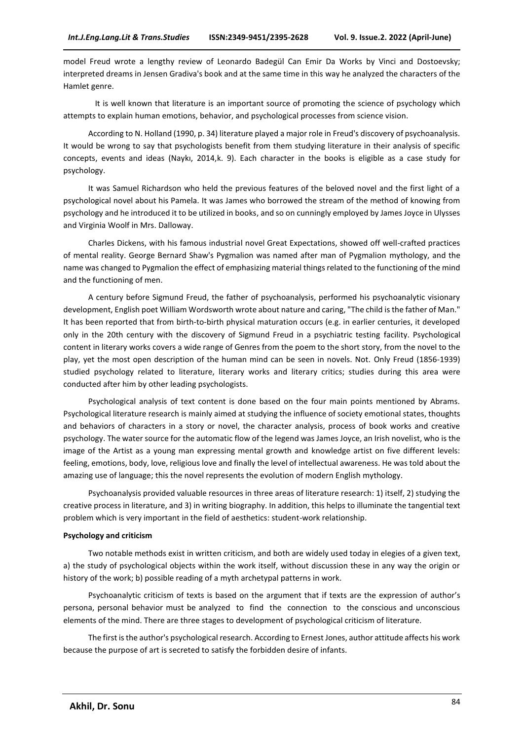model Freud wrote a lengthy review of Leonardo Badegül Can Emir Da Works by Vinci and Dostoevsky; interpreted dreams in Jensen Gradiva's book and at the same time in this way he analyzed the characters of the Hamlet genre.

It is well known that literature is an important source of promoting the science of psychology which attempts to explain human emotions, behavior, and psychological processes from science vision.

According to N. Holland (1990, p. 34) literature played a major role in Freud's discovery of psychoanalysis. It would be wrong to say that psychologists benefit from them studying literature in their analysis of specific concepts, events and ideas (Naykı, 2014,k. 9). Each character in the books is eligible as a case study for psychology.

It was Samuel Richardson who held the previous features of the beloved novel and the first light of a psychological novel about his Pamela. It was James who borrowed the stream of the method of knowing from psychology and he introduced it to be utilized in books, and so on cunningly employed by James Joyce in Ulysses and Virginia Woolf in Mrs. Dalloway.

Charles Dickens, with his famous industrial novel Great Expectations, showed off well-crafted practices of mental reality. George Bernard Shaw's Pygmalion was named after man of Pygmalion mythology, and the name was changed to Pygmalion the effect of emphasizing material things related to the functioning of the mind and the functioning of men.

A century before Sigmund Freud, the father of psychoanalysis, performed his psychoanalytic visionary development, English poet William Wordsworth wrote about nature and caring, "The child is the father of Man." It has been reported that from birth-to-birth physical maturation occurs (e.g. in earlier centuries, it developed only in the 20th century with the discovery of Sigmund Freud in a psychiatric testing facility. Psychological content in literary works covers a wide range of Genres from the poem to the short story, from the novel to the play, yet the most open description of the human mind can be seen in novels. Not. Only Freud (1856-1939) studied psychology related to literature, literary works and literary critics; studies during this area were conducted after him by other leading psychologists.

Psychological analysis of text content is done based on the four main points mentioned by Abrams. Psychological literature research is mainly aimed at studying the influence of society emotional states, thoughts and behaviors of characters in a story or novel, the character analysis, process of book works and creative psychology. The water source for the automatic flow of the legend was James Joyce, an Irish novelist, who is the image of the Artist as a young man expressing mental growth and knowledge artist on five different levels: feeling, emotions, body, love, religious love and finally the level of intellectual awareness. He was told about the amazing use of language; this the novel represents the evolution of modern English mythology.

Psychoanalysis provided valuable resources in three areas of literature research: 1) itself, 2) studying the creative process in literature, and 3) in writing biography. In addition, this helps to illuminate the tangential text problem which is very important in the field of aesthetics: student-work relationship.

**Psychology and criticism**

Two notable methods exist in written criticism, and both are widely used today in elegies of a given text, a) the study of psychological objects within the work itself, without discussion these in any way the origin or history of the work; b) possible reading of a myth archetypal patterns in work.

Psychoanalytic criticism of texts is based on the argument that if texts are the expression of author's persona, personal behavior must be analyzed to find the connection to the conscious and unconscious elements of the mind. There are three stages to development of psychological criticism of literature.

The first is the author's psychological research. According to Ernest Jones, author attitude affects his work because the purpose of art is secreted to satisfy the forbidden desire of infants.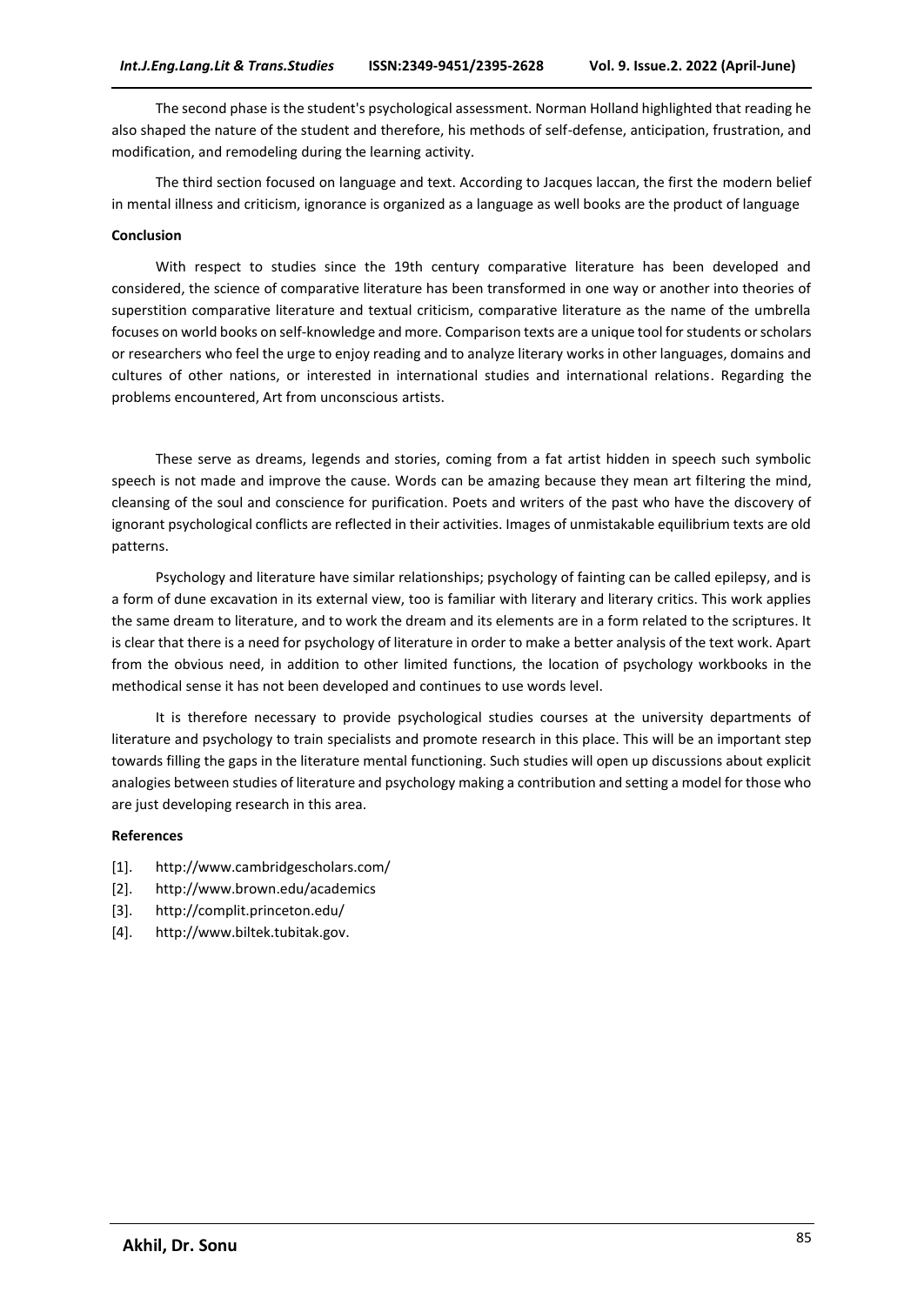The second phase is the student's psychological assessment. Norman Holland highlighted that reading he also shaped the nature of the student and therefore, his methods of self-defense, anticipation, frustration, and modification, and remodeling during the learning activity.

The third section focused on language and text. According to Jacques laccan, the first the modern belief in mental illness and criticism, ignorance is organized as a language as well books are the product of language

**Conclusion**

With respect to studies since the 19th century comparative literature has been developed and considered, the science of comparative literature has been transformed in one way or another into theories of superstition comparative literature and textual criticism, comparative literature as the name of the umbrella focuses on world books on self-knowledge and more. Comparison texts are a unique tool for students or scholars or researchers who feel the urge to enjoy reading and to analyze literary works in other languages, domains and cultures of other nations, or interested in international studies and international relations. Regarding the problems encountered, Art from unconscious artists.

These serve as dreams, legends and stories, coming from a fat artist hidden in speech such symbolic speech is not made and improve the cause. Words can be amazing because they mean art filtering the mind, cleansing of the soul and conscience for purification. Poets and writers of the past who have the discovery of ignorant psychological conflicts are reflected in their activities. Images of unmistakable equilibrium texts are old patterns.

Psychology and literature have similar relationships; psychology of fainting can be called epilepsy, and is a form of dune excavation in its external view, too is familiar with literary and literary critics. This work applies the same dream to literature, and to work the dream and its elements are in a form related to the scriptures. It is clear that there is a need for psychology of literature in order to make a better analysis of the text work. Apart from the obvious need, in addition to other limited functions, the location of psychology workbooks in the methodical sense it has not been developed and continues to use words level.

It is therefore necessary to provide psychological studies courses at the university departments of literature and psychology to train specialists and promote research in this place. This will be an important step towards filling the gaps in the literature mental functioning. Such studies will open up discussions about explicit analogies between studies of literature and psychology making a contribution and setting a model for those who are just developing research in this area.

**References**

[1]. http://www.cambridgescholars.com/

[2]. http://www.brown.edu/academics

[3]. http://complit.princeton.edu/

[4]. http://www.biltek.tubitak.gov.